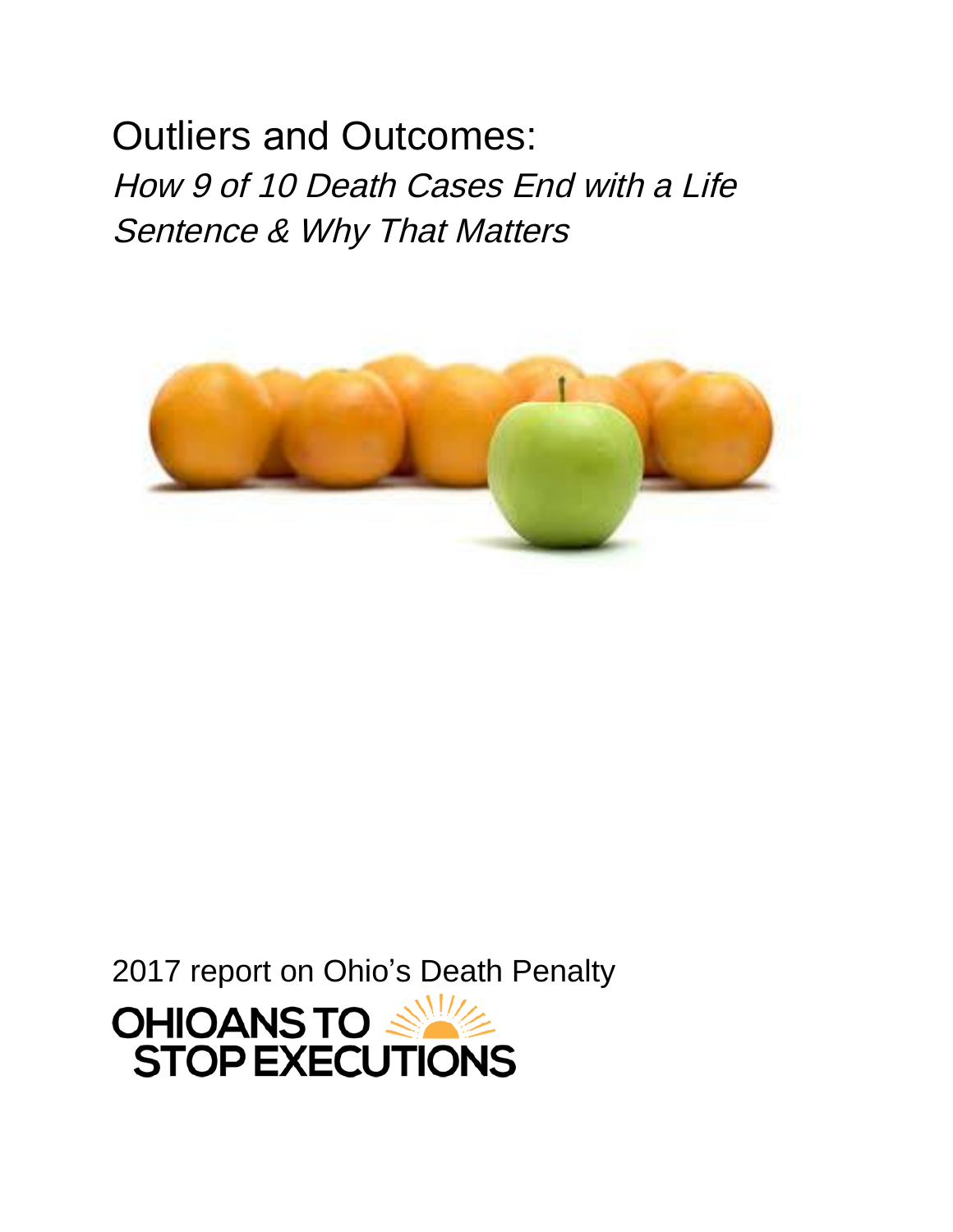# Outliers and Outcomes:

*How 9 of 10 Death Cases End with a Life Sentence & Why That Matters*

2017 report on Ohio's Death Penalty

OHIOANS TO STOP EXECUTIONS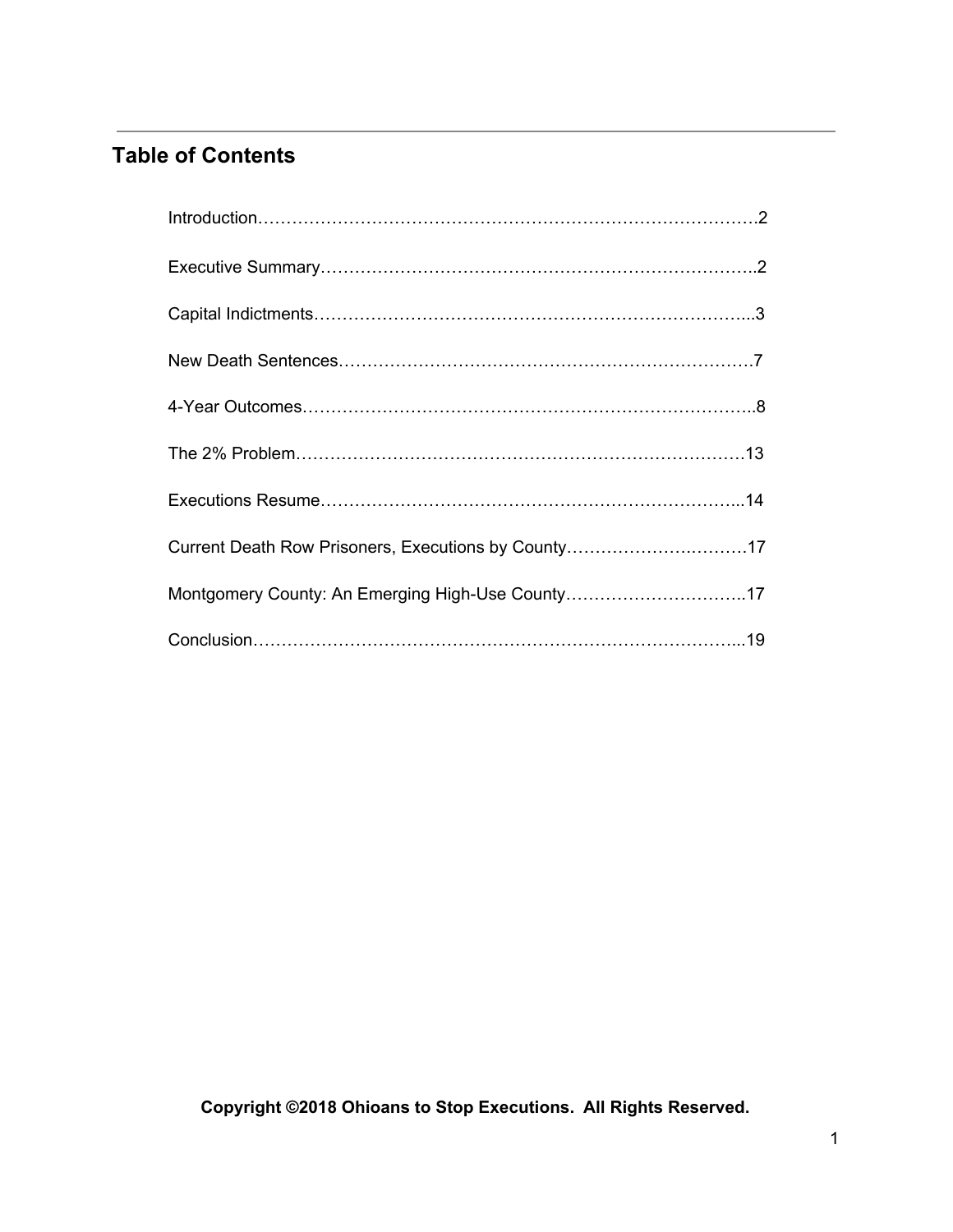## Table of Contents

Introduction……………………………………………………………………………2

Executive Summary…………………………………………………………………..2

Capital Indictments…………………………………………………………………..3

New Death Sentences……………………………………………………………….7

4-Year Outcomes……………………………………………………………………..8

The 2% Problem……………………………………………………………………13

Executions Resume………………………………………………………………...14

Current Death Row Prisoners, Executions by County…………………………17

Montgomery County: An Emerging High-Use County…………………………..17

Conclusion…………………………………………………………………………...19

**Copyright ©2018 Ohioans to Stop Executions. All Rights Reserved.**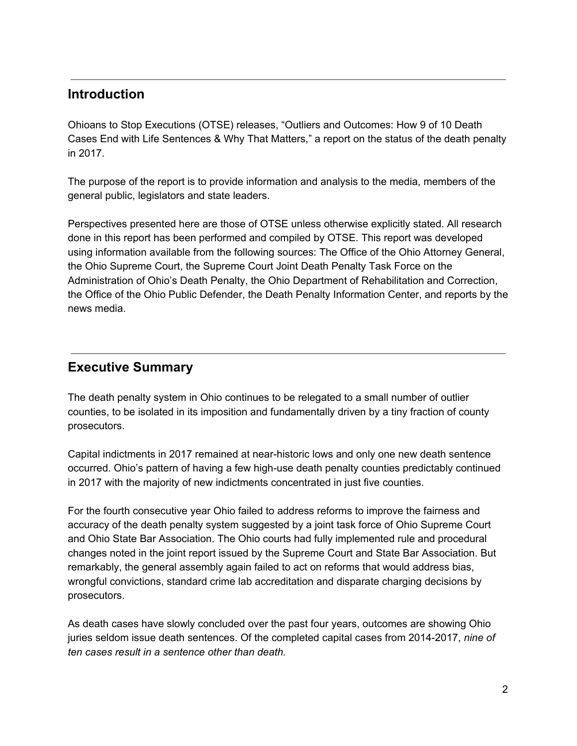## Introduction

Ohioans to Stop Executions (OTSE) releases, "Outliers and Outcomes: How 9 of 10 Death Cases End with Life Sentences & Why That Matters," a report on the status of the death penalty in 2017.

The purpose of the report is to provide information and analysis to the media, members of the general public, legislators and state leaders.

Perspectives presented here are those of OTSE unless otherwise explicitly stated. All research done in this report has been performed and compiled by OTSE. This report was developed using information available from the following sources: The Office of the Ohio Attorney General, the Ohio Supreme Court, the Supreme Court Joint Death Penalty Task Force on the Administration of Ohio's Death Penalty, the Ohio Department of Rehabilitation and Correction, the Office of the Ohio Public Defender, the Death Penalty Information Center, and reports by the news media.

## Executive Summary

The death penalty system in Ohio continues to be relegated to a small number of outlier counties, to be isolated in its imposition and fundamentally driven by a tiny fraction of county prosecutors.

Capital indictments in 2017 remained at near-historic lows and only one new death sentence occurred. Ohio's pattern of having a few high-use death penalty counties predictably continued in 2017 with the majority of new indictments concentrated in just five counties.

For the fourth consecutive year Ohio failed to address reforms to improve the fairness and accuracy of the death penalty system suggested by a joint task force of Ohio Supreme Court and Ohio State Bar Association. The Ohio courts had fully implemented rule and procedural changes noted in the joint report issued by the Supreme Court and State Bar Association. But remarkably, the general assembly again failed to act on reforms that would address bias, wrongful convictions, standard crime lab accreditation and disparate charging decisions by prosecutors.

As death cases have slowly concluded over the past four years, outcomes are showing Ohio juries seldom issue death sentences. Of the completed capital cases from 2014-2017, *nine of ten cases result in a sentence other than death.*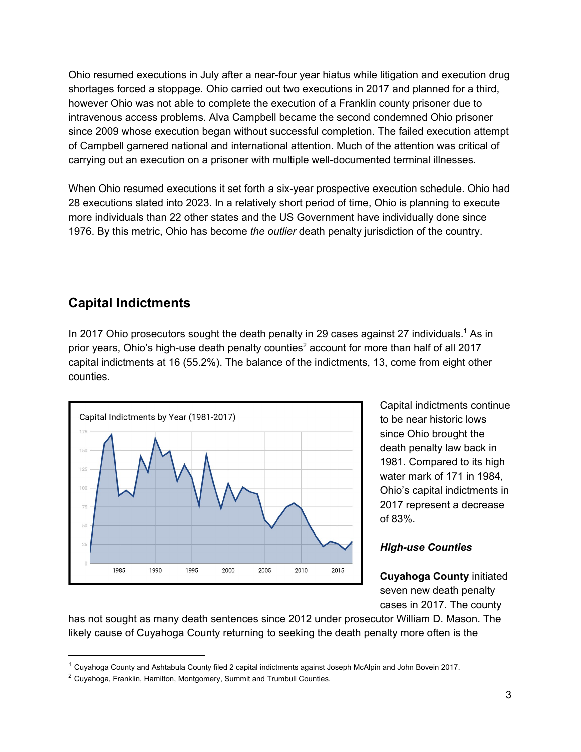Ohio resumed executions in July after a near-four year hiatus while litigation and execution drug shortages forced a stoppage. Ohio carried out two executions in 2017 and planned for a third, however Ohio was not able to complete the execution of a Franklin county prisoner due to intravenous access problems. Alva Campbell became the second condemned Ohio prisoner since 2009 whose execution began without successful completion. The failed execution attempt of Campbell garnered national and international attention. Much of the attention was critical of carrying out an execution on a prisoner with multiple well-documented terminal illnesses.

When Ohio resumed executions it set forth a six-year prospective execution schedule. Ohio had 28 executions slated into 2023. In a relatively short period of time, Ohio is planning to execute more individuals than 22 other states and the US Government have individually done since 1976. By this metric, Ohio has become *the outlier* death penalty jurisdiction of the country.

---

## Capital Indictments

In 2017 Ohio prosecutors sought the death penalty in 29 cases against 27 individuals.[1] As in prior years, Ohio's high-use death penalty counties[2] account for more than half of all 2017 capital indictments at 16 (55.2%). The balance of the indictments, 13, come from eight other counties.

Capital indictments continue to be near historic lows since Ohio brought the death penalty law back in 1981. Compared to its high water mark of 171 in 1984, Ohio's capital indictments in 2017 represent a decrease of 83%.

### *High-use Counties*

**Cuyahoga County** initiated seven new death penalty cases in 2017. The county has not sought as many death sentences since 2012 under prosecutor William D. Mason. The likely cause of Cuyahoga County returning to seeking the death penalty more often is the

---

[1] Cuyahoga County and Ashtabula County filed 2 capital indictments against Joseph McAlpin and John Bovein 2017.

[2] Cuyahoga, Franklin, Hamilton, Montgomery, Summit and Trumbull Counties.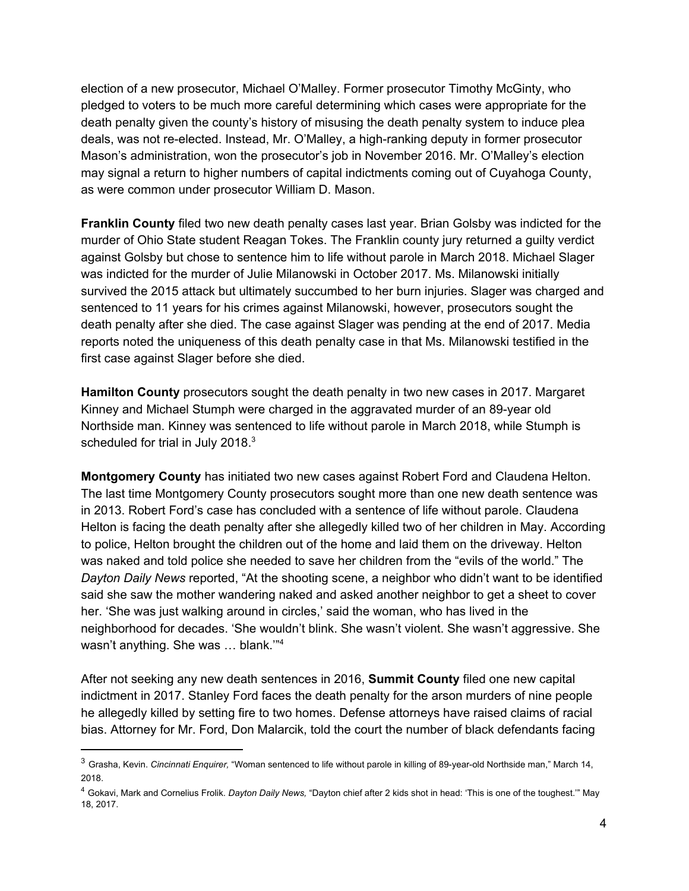election of a new prosecutor, Michael O'Malley. Former prosecutor Timothy McGinty, who pledged to voters to be much more careful determining which cases were appropriate for the death penalty given the county's history of misusing the death penalty system to induce plea deals, was not re-elected. Instead, Mr. O'Malley, a high-ranking deputy in former prosecutor Mason's administration, won the prosecutor's job in November 2016. Mr. O'Malley's election may signal a return to higher numbers of capital indictments coming out of Cuyahoga County, as were common under prosecutor William D. Mason.

**Franklin County** filed two new death penalty cases last year. Brian Golsby was indicted for the murder of Ohio State student Reagan Tokes. The Franklin county jury returned a guilty verdict against Golsby but chose to sentence him to life without parole in March 2018. Michael Slager was indicted for the murder of Julie Milanowski in October 2017. Ms. Milanowski initially survived the 2015 attack but ultimately succumbed to her burn injuries. Slager was charged and sentenced to 11 years for his crimes against Milanowski, however, prosecutors sought the death penalty after she died. The case against Slager was pending at the end of 2017. Media reports noted the uniqueness of this death penalty case in that Ms. Milanowski testified in the first case against Slager before she died.

**Hamilton County** prosecutors sought the death penalty in two new cases in 2017. Margaret Kinney and Michael Stumph were charged in the aggravated murder of an 89-year old Northside man. Kinney was sentenced to life without parole in March 2018, while Stumph is scheduled for trial in July 2018.[3]

**Montgomery County** has initiated two new cases against Robert Ford and Claudena Helton. The last time Montgomery County prosecutors sought more than one new death sentence was in 2013. Robert Ford's case has concluded with a sentence of life without parole. Claudena Helton is facing the death penalty after she allegedly killed two of her children in May. According to police, Helton brought the children out of the home and laid them on the driveway. Helton was naked and told police she needed to save her children from the "evils of the world." The *Dayton Daily News* reported, "At the shooting scene, a neighbor who didn't want to be identified said she saw the mother wandering naked and asked another neighbor to get a sheet to cover her. 'She was just walking around in circles,' said the woman, who has lived in the neighborhood for decades. 'She wouldn't blink. She wasn't violent. She wasn't aggressive. She wasn't anything. She was … blank.'"[4]

After not seeking any new death sentences in 2016, **Summit County** filed one new capital indictment in 2017. Stanley Ford faces the death penalty for the arson murders of nine people he allegedly killed by setting fire to two homes. Defense attorneys have raised claims of racial bias. Attorney for Mr. Ford, Don Malarcik, told the court the number of black defendants facing

---

[3] Grasha, Kevin. *Cincinnati Enquirer,* "Woman sentenced to life without parole in killing of 89-year-old Northside man," March 14, 2018.

[4] Gokavi, Mark and Cornelius Frolik. *Dayton Daily News,* "Dayton chief after 2 kids shot in head: 'This is one of the toughest.'" May 18, 2017.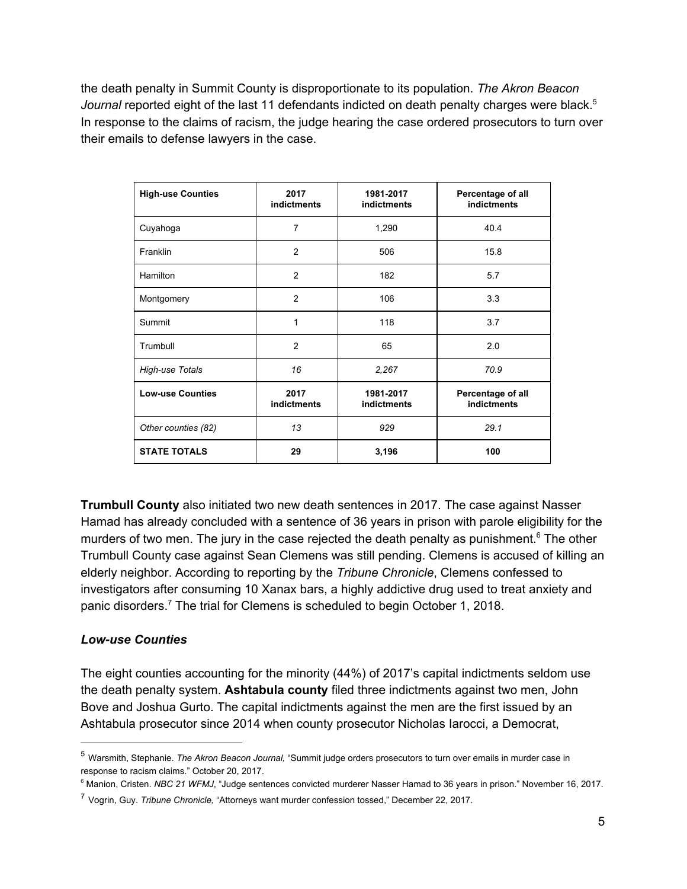the death penalty in Summit County is disproportionate to its population. *The Akron Beacon Journal* reported eight of the last 11 defendants indicted on death penalty charges were black.[5] In response to the claims of racism, the judge hearing the case ordered prosecutors to turn over their emails to defense lawyers in the case.

| **High-use Counties** | **2017 indictments** | **1981-2017 indictments** | **Percentage of all indictments** |
|---|---|---|---|
| Cuyahoga | 7 | 1,290 | 40.4 |
| Franklin | 2 | 506 | 15.8 |
| Hamilton | 2 | 182 | 5.7 |
| Montgomery | 2 | 106 | 3.3 |
| Summit | 1 | 118 | 3.7 |
| Trumbull | 2 | 65 | 2.0 |
| *High-use Totals* | *16* | *2,267* | *70.9* |
| **Low-use Counties** | **2017 indictments** | **1981-2017 indictments** | **Percentage of all indictments** |
| *Other counties (82)* | *13* | *929* | *29.1* |
| **STATE TOTALS** | **29** | **3,196** | **100** |

**Trumbull County** also initiated two new death sentences in 2017. The case against Nasser Hamad has already concluded with a sentence of 36 years in prison with parole eligibility for the murders of two men. The jury in the case rejected the death penalty as punishment.[6] The other Trumbull County case against Sean Clemens was still pending. Clemens is accused of killing an elderly neighbor. According to reporting by the *Tribune Chronicle*, Clemens confessed to investigators after consuming 10 Xanax bars, a highly addictive drug used to treat anxiety and panic disorders.[7] The trial for Clemens is scheduled to begin October 1, 2018.

### *Low-use Counties*

The eight counties accounting for the minority (44%) of 2017's capital indictments seldom use the death penalty system. **Ashtabula county** filed three indictments against two men, John Bove and Joshua Gurto. The capital indictments against the men are the first issued by an Ashtabula prosecutor since 2014 when county prosecutor Nicholas Iarocci, a Democrat,

---

[5] Warsmith, Stephanie. *The Akron Beacon Journal,* "Summit judge orders prosecutors to turn over emails in murder case in response to racism claims." October 20, 2017.

[6] Manion, Cristen. *NBC 21 WFMJ*, "Judge sentences convicted murderer Nasser Hamad to 36 years in prison." November 16, 2017.

[7] Vogrin, Guy. *Tribune Chronicle,* "Attorneys want murder confession tossed," December 22, 2017.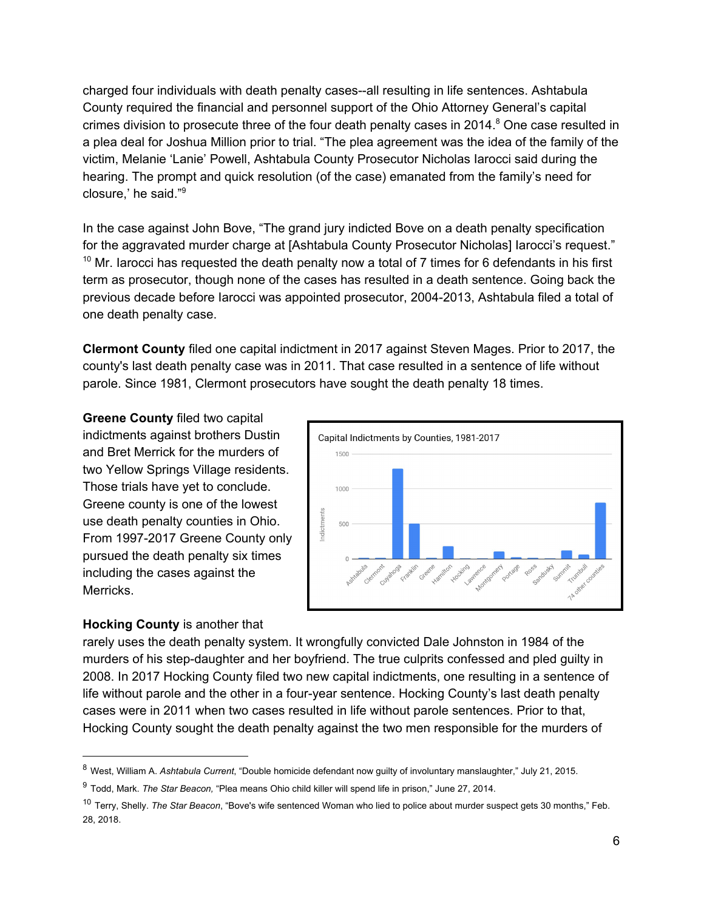charged four individuals with death penalty cases--all resulting in life sentences. Ashtabula County required the financial and personnel support of the Ohio Attorney General's capital crimes division to prosecute three of the four death penalty cases in 2014.[8] One case resulted in a plea deal for Joshua Million prior to trial. "The plea agreement was the idea of the family of the victim, Melanie 'Lanie' Powell, Ashtabula County Prosecutor Nicholas Iarocci said during the hearing. The prompt and quick resolution (of the case) emanated from the family's need for closure,' he said."[9]

In the case against John Bove, "The grand jury indicted Bove on a death penalty specification for the aggravated murder charge at [Ashtabula County Prosecutor Nicholas] Iarocci's request."[10] Mr. Iarocci has requested the death penalty now a total of 7 times for 6 defendants in his first term as prosecutor, though none of the cases has resulted in a death sentence. Going back the previous decade before Iarocci was appointed prosecutor, 2004-2013, Ashtabula filed a total of one death penalty case.

**Clermont County** filed one capital indictment in 2017 against Steven Mages. Prior to 2017, the county's last death penalty case was in 2011. That case resulted in a sentence of life without parole. Since 1981, Clermont prosecutors have sought the death penalty 18 times.

**Greene County** filed two capital indictments against brothers Dustin and Bret Merrick for the murders of two Yellow Springs Village residents. Those trials have yet to conclude. Greene county is one of the lowest use death penalty counties in Ohio. From 1997-2017 Greene County only pursued the death penalty six times including the cases against the Merricks.

Capital Indictments by Counties, 1981-2017

**Hocking County** is another that rarely uses the death penalty system. It wrongfully convicted Dale Johnston in 1984 of the murders of his step-daughter and her boyfriend. The true culprits confessed and pled guilty in 2008. In 2017 Hocking County filed two new capital indictments, one resulting in a sentence of life without parole and the other in a four-year sentence. Hocking County's last death penalty cases were in 2011 when two cases resulted in life without parole sentences. Prior to that, Hocking County sought the death penalty against the two men responsible for the murders of

---

[8] West, William A. *Ashtabula Current*, "Double homicide defendant now guilty of involuntary manslaughter," July 21, 2015.

[9] Todd, Mark. *The Star Beacon,* "Plea means Ohio child killer will spend life in prison," June 27, 2014.

[10] Terry, Shelly. *The Star Beacon*, "Bove's wife sentenced Woman who lied to police about murder suspect gets 30 months," Feb. 28, 2018.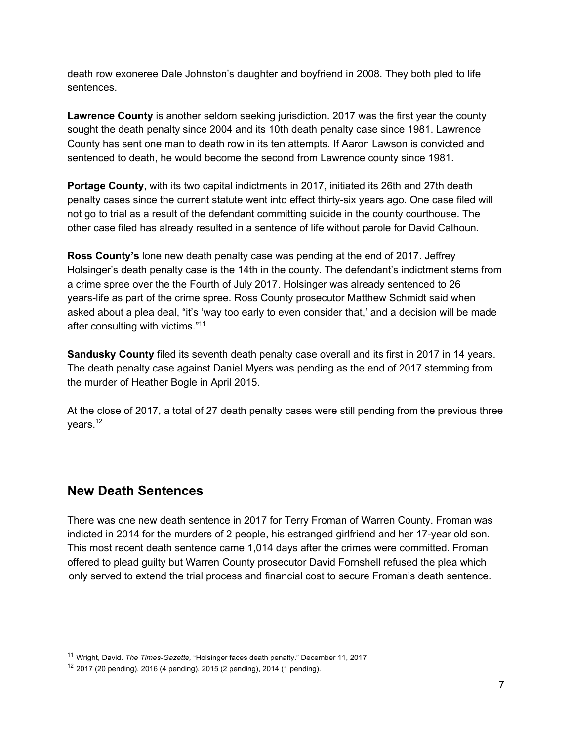death row exoneree Dale Johnston's daughter and boyfriend in 2008. They both pled to life sentences.

**Lawrence County** is another seldom seeking jurisdiction. 2017 was the first year the county sought the death penalty since 2004 and its 10th death penalty case since 1981. Lawrence County has sent one man to death row in its ten attempts. If Aaron Lawson is convicted and sentenced to death, he would become the second from Lawrence county since 1981.

**Portage County**, with its two capital indictments in 2017, initiated its 26th and 27th death penalty cases since the current statute went into effect thirty-six years ago. One case filed will not go to trial as a result of the defendant committing suicide in the county courthouse. The other case filed has already resulted in a sentence of life without parole for David Calhoun.

**Ross County's** lone new death penalty case was pending at the end of 2017. Jeffrey Holsinger's death penalty case is the 14th in the county. The defendant's indictment stems from a crime spree over the the Fourth of July 2017. Holsinger was already sentenced to 26 years-life as part of the crime spree. Ross County prosecutor Matthew Schmidt said when asked about a plea deal, "it's 'way too early to even consider that,' and a decision will be made after consulting with victims."[11]

**Sandusky County** filed its seventh death penalty case overall and its first in 2017 in 14 years. The death penalty case against Daniel Myers was pending as the end of 2017 stemming from the murder of Heather Bogle in April 2015.

At the close of 2017, a total of 27 death penalty cases were still pending from the previous three years.[12]

## New Death Sentences

There was one new death sentence in 2017 for Terry Froman of Warren County. Froman was indicted in 2014 for the murders of 2 people, his estranged girlfriend and her 17-year old son. This most recent death sentence came 1,014 days after the crimes were committed. Froman offered to plead guilty but Warren County prosecutor David Fornshell refused the plea which only served to extend the trial process and financial cost to secure Froman's death sentence.

---

[11] Wright, David. *The Times-Gazette,* "Holsinger faces death penalty." December 11, 2017

[12] 2017 (20 pending), 2016 (4 pending), 2015 (2 pending), 2014 (1 pending).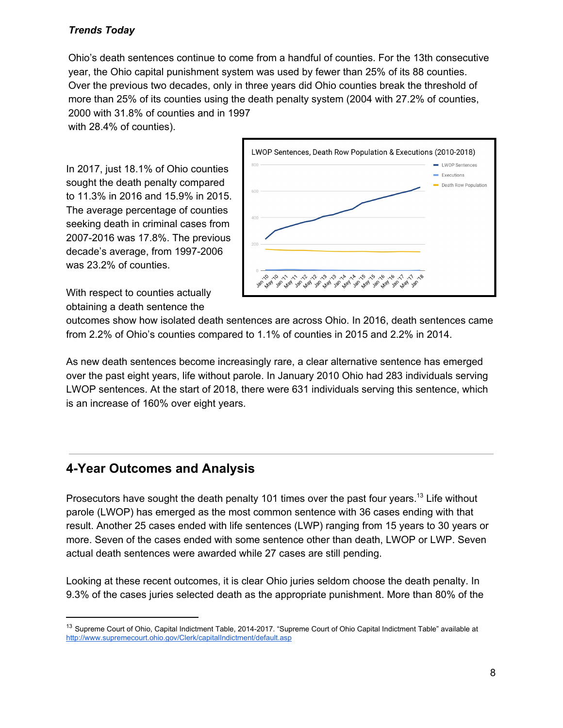***Trends Today***

Ohio's death sentences continue to come from a handful of counties. For the 13th consecutive year, the Ohio capital punishment system was used by fewer than 25% of its 88 counties. Over the previous two decades, only in three years did Ohio counties break the threshold of more than 25% of its counties using the death penalty system (2004 with 27.2% of counties, 2000 with 31.8% of counties and in 1997 with 28.4% of counties).

In 2017, just 18.1% of Ohio counties sought the death penalty compared to 11.3% in 2016 and 15.9% in 2015. The average percentage of counties seeking death in criminal cases from 2007-2016 was 17.8%. The previous decade's average, from 1997-2006 was 23.2% of counties.

With respect to counties actually obtaining a death sentence the outcomes show how isolated death sentences are across Ohio. In 2016, death sentences came from 2.2% of Ohio's counties compared to 1.1% of counties in 2015 and 2.2% in 2014.

As new death sentences become increasingly rare, a clear alternative sentence has emerged over the past eight years, life without parole. In January 2010 Ohio had 283 individuals serving LWOP sentences. At the start of 2018, there were 631 individuals serving this sentence, which is an increase of 160% over eight years.

## 4-Year Outcomes and Analysis

Prosecutors have sought the death penalty 101 times over the past four years.[13] Life without parole (LWOP) has emerged as the most common sentence with 36 cases ending with that result. Another 25 cases ended with life sentences (LWP) ranging from 15 years to 30 years or more. Seven of the cases ended with some sentence other than death, LWOP or LWP. Seven actual death sentences were awarded while 27 cases are still pending.

Looking at these recent outcomes, it is clear Ohio juries seldom choose the death penalty. In 9.3% of the cases juries selected death as the appropriate punishment. More than 80% of the

[13] Supreme Court of Ohio, Capital Indictment Table, 2014-2017. "Supreme Court of Ohio Capital Indictment Table" available at http://www.supremecourt.ohio.gov/Clerk/capitalIndictment/default.asp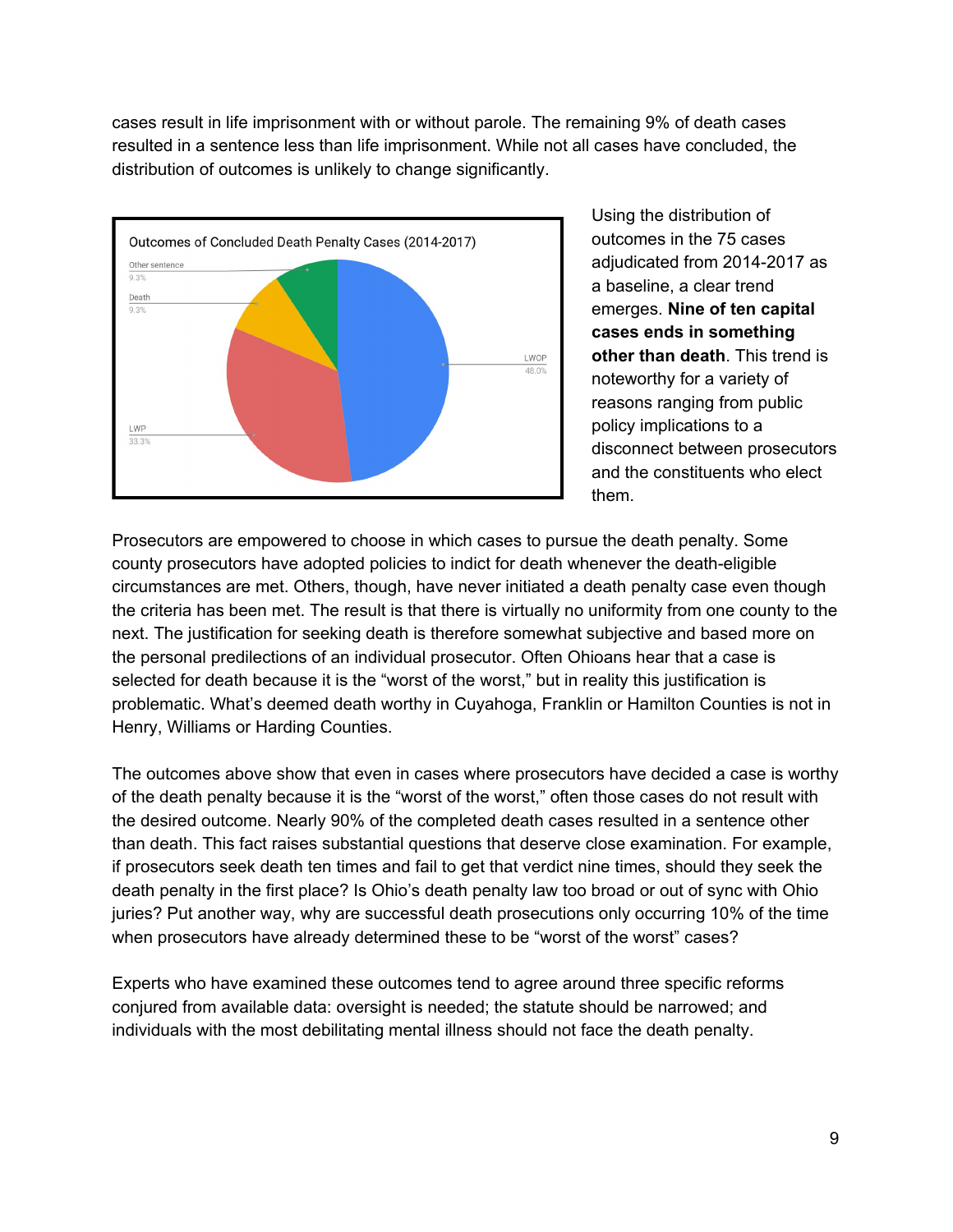cases result in life imprisonment with or without parole. The remaining 9% of death cases resulted in a sentence less than life imprisonment. While not all cases have concluded, the distribution of outcomes is unlikely to change significantly.

Outcomes of Concluded Death Penalty Cases (2014-2017)

| Outcome | Percentage |
| --- | --- |
| LWOP | 48.0% |
| LWP | 33.3% |
| Death | 9.3% |
| Other sentence | 9.3% |

Using the distribution of outcomes in the 75 cases adjudicated from 2014-2017 as a baseline, a clear trend emerges. **Nine of ten capital cases ends in something other than death**. This trend is noteworthy for a variety of reasons ranging from public policy implications to a disconnect between prosecutors and the constituents who elect them.

Prosecutors are empowered to choose in which cases to pursue the death penalty. Some county prosecutors have adopted policies to indict for death whenever the death-eligible circumstances are met. Others, though, have never initiated a death penalty case even though the criteria has been met. The result is that there is virtually no uniformity from one county to the next. The justification for seeking death is therefore somewhat subjective and based more on the personal predilections of an individual prosecutor. Often Ohioans hear that a case is selected for death because it is the "worst of the worst," but in reality this justification is problematic. What's deemed death worthy in Cuyahoga, Franklin or Hamilton Counties is not in Henry, Williams or Harding Counties.

The outcomes above show that even in cases where prosecutors have decided a case is worthy of the death penalty because it is the "worst of the worst," often those cases do not result with the desired outcome. Nearly 90% of the completed death cases resulted in a sentence other than death. This fact raises substantial questions that deserve close examination. For example, if prosecutors seek death ten times and fail to get that verdict nine times, should they seek the death penalty in the first place? Is Ohio's death penalty law too broad or out of sync with Ohio juries? Put another way, why are successful death prosecutions only occurring 10% of the time when prosecutors have already determined these to be "worst of the worst" cases?

Experts who have examined these outcomes tend to agree around three specific reforms conjured from available data: oversight is needed; the statute should be narrowed; and individuals with the most debilitating mental illness should not face the death penalty.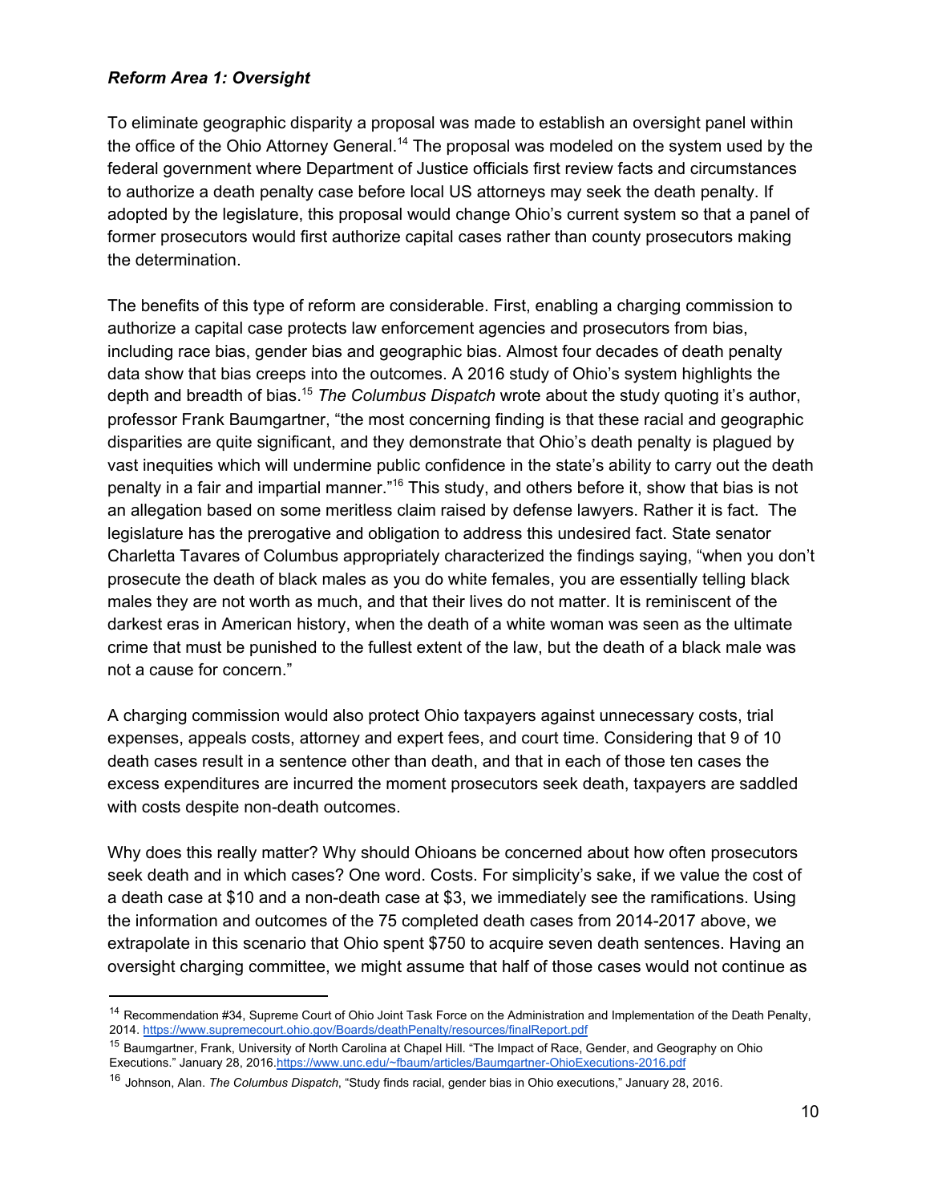***Reform Area 1: Oversight***

To eliminate geographic disparity a proposal was made to establish an oversight panel within the office of the Ohio Attorney General.[14] The proposal was modeled on the system used by the federal government where Department of Justice officials first review facts and circumstances to authorize a death penalty case before local US attorneys may seek the death penalty. If adopted by the legislature, this proposal would change Ohio's current system so that a panel of former prosecutors would first authorize capital cases rather than county prosecutors making the determination.

The benefits of this type of reform are considerable. First, enabling a charging commission to authorize a capital case protects law enforcement agencies and prosecutors from bias, including race bias, gender bias and geographic bias. Almost four decades of death penalty data show that bias creeps into the outcomes. A 2016 study of Ohio's system highlights the depth and breadth of bias.[15] *The Columbus Dispatch* wrote about the study quoting it's author, professor Frank Baumgartner, "the most concerning finding is that these racial and geographic disparities are quite significant, and they demonstrate that Ohio's death penalty is plagued by vast inequities which will undermine public confidence in the state's ability to carry out the death penalty in a fair and impartial manner."[16] This study, and others before it, show that bias is not an allegation based on some meritless claim raised by defense lawyers. Rather it is fact. The legislature has the prerogative and obligation to address this undesired fact. State senator Charletta Tavares of Columbus appropriately characterized the findings saying, "when you don't prosecute the death of black males as you do white females, you are essentially telling black males they are not worth as much, and that their lives do not matter. It is reminiscent of the darkest eras in American history, when the death of a white woman was seen as the ultimate crime that must be punished to the fullest extent of the law, but the death of a black male was not a cause for concern."

A charging commission would also protect Ohio taxpayers against unnecessary costs, trial expenses, appeals costs, attorney and expert fees, and court time. Considering that 9 of 10 death cases result in a sentence other than death, and that in each of those ten cases the excess expenditures are incurred the moment prosecutors seek death, taxpayers are saddled with costs despite non-death outcomes.

Why does this really matter? Why should Ohioans be concerned about how often prosecutors seek death and in which cases? One word. Costs. For simplicity's sake, if we value the cost of a death case at $10 and a non-death case at $3, we immediately see the ramifications. Using the information and outcomes of the 75 completed death cases from 2014-2017 above, we extrapolate in this scenario that Ohio spent $750 to acquire seven death sentences. Having an oversight charging committee, we might assume that half of those cases would not continue as

---

[14] Recommendation #34, Supreme Court of Ohio Joint Task Force on the Administration and Implementation of the Death Penalty, 2014. https://www.supremecourt.ohio.gov/Boards/deathPenalty/resources/finalReport.pdf

[15] Baumgartner, Frank, University of North Carolina at Chapel Hill. "The Impact of Race, Gender, and Geography on Ohio Executions." January 28, 2016. https://www.unc.edu/~fbaum/articles/Baumgartner-OhioExecutions-2016.pdf

[16] Johnson, Alan. *The Columbus Dispatch*, "Study finds racial, gender bias in Ohio executions," January 28, 2016.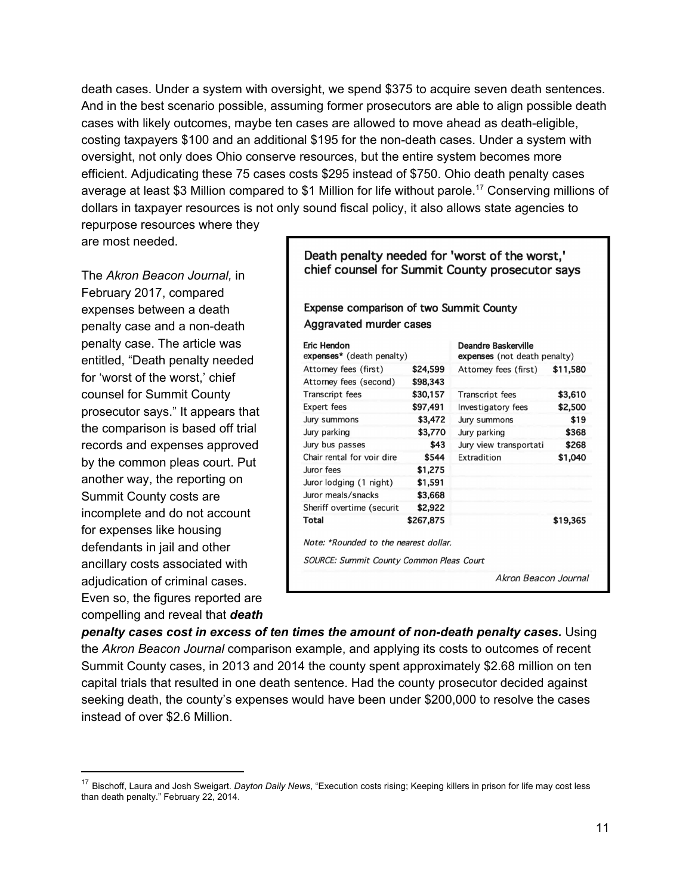death cases. Under a system with oversight, we spend $375 to acquire seven death sentences. And in the best scenario possible, assuming former prosecutors are able to align possible death cases with likely outcomes, maybe ten cases are allowed to move ahead as death-eligible, costing taxpayers $100 and an additional $195 for the non-death cases. Under a system with oversight, not only does Ohio conserve resources, but the entire system becomes more efficient. Adjudicating these 75 cases costs $295 instead of $750. Ohio death penalty cases average at least $3 Million compared to $1 Million for life without parole.[17] Conserving millions of dollars in taxpayer resources is not only sound fiscal policy, it also allows state agencies to repurpose resources where they are most needed.

The *Akron Beacon Journal,* in February 2017, compared expenses between a death penalty case and a non-death penalty case. The article was entitled, "Death penalty needed for 'worst of the worst,' chief counsel for Summit County prosecutor says." It appears that the comparison is based off trial records and expenses approved by the common pleas court. Put another way, the reporting on Summit County costs are incomplete and do not account for expenses like housing defendants in jail and other ancillary costs associated with adjudication of criminal cases. Even so, the figures reported are compelling and reveal that ***death penalty cases cost in excess of ten times the amount of non-death penalty cases.*** Using the *Akron Beacon Journal* comparison example, and applying its costs to outcomes of recent Summit County cases, in 2013 and 2014 the county spent approximately $2.68 million on ten capital trials that resulted in one death sentence. Had the county prosecutor decided against seeking death, the county's expenses would have been under $200,000 to resolve the cases instead of over $2.6 Million.

**Death penalty needed for 'worst of the worst,' chief counsel for Summit County prosecutor says**

**Expense comparison of two Summit County Aggravated murder cases**

| **Eric Hendon** expenses* (death penalty) | | **Deandre Baskerville** expenses (not death penalty) | |
|---|---|---|---|
| Attorney fees (first) | $24,599 | Attorney fees (first) | $11,580 |
| Attorney fees (second) | $98,343 | | |
| Transcript fees | $30,157 | Transcript fees | $3,610 |
| Expert fees | $97,491 | Investigatory fees | $2,500 |
| Jury summons | $3,472 | Jury summons | $19 |
| Jury parking | $3,770 | Jury parking | $368 |
| Jury bus passes | $43 | Jury view transportati | $268 |
| Chair rental for voir dire | $544 | Extradition | $1,040 |
| Juror fees | $1,275 | | |
| Juror lodging (1 night) | $1,591 | | |
| Juror meals/snacks | $3,668 | | |
| Sheriff overtime (securit | $2,922 | | |
| Total | $267,875 | | $19,365 |

*Note: \*Rounded to the nearest dollar.*

*SOURCE: Summit County Common Pleas Court*

*Akron Beacon Journal*

[17] Bischoff, Laura and Josh Sweigart. *Dayton Daily News*, "Execution costs rising; Keeping killers in prison for life may cost less than death penalty." February 22, 2014.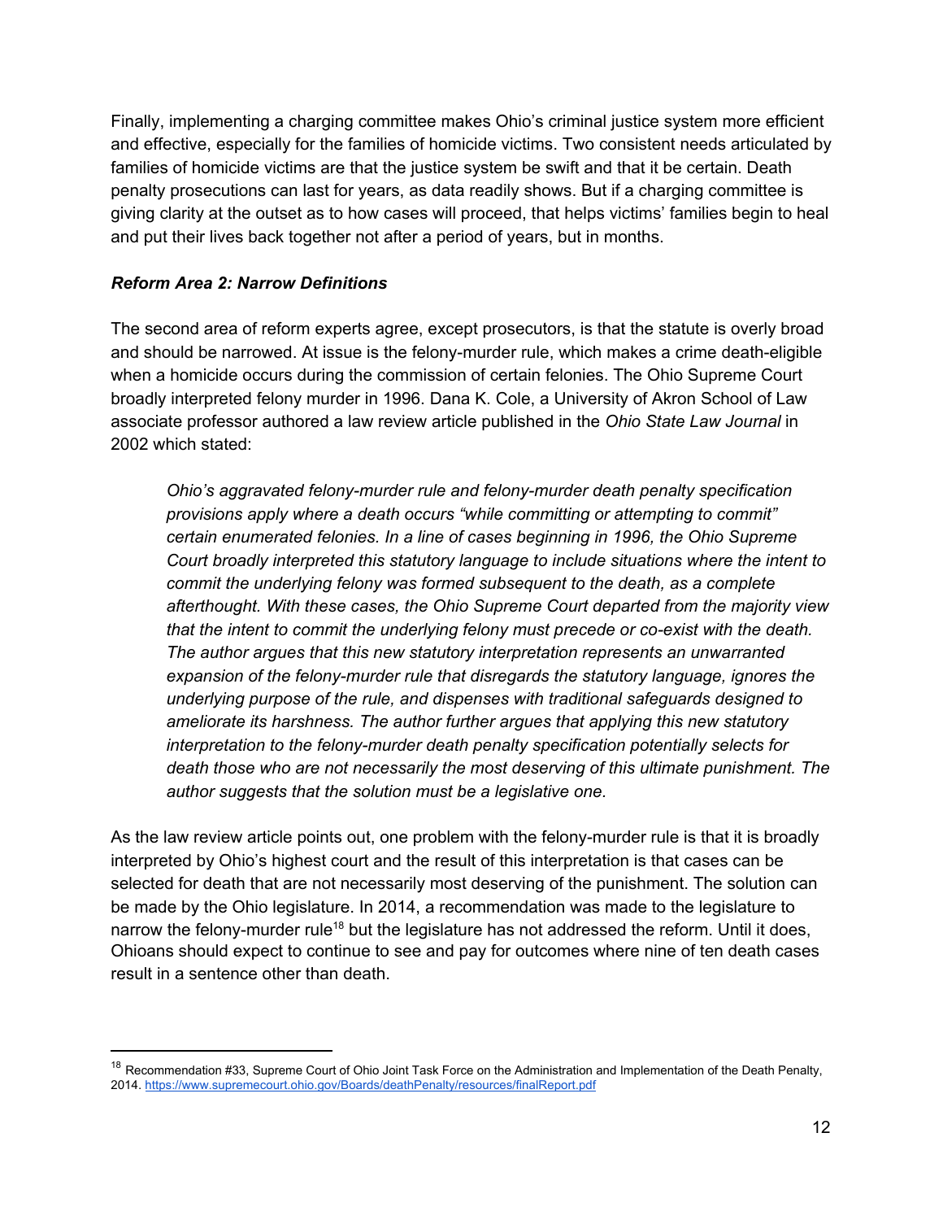Finally, implementing a charging committee makes Ohio's criminal justice system more efficient and effective, especially for the families of homicide victims. Two consistent needs articulated by families of homicide victims are that the justice system be swift and that it be certain. Death penalty prosecutions can last for years, as data readily shows. But if a charging committee is giving clarity at the outset as to how cases will proceed, that helps victims' families begin to heal and put their lives back together not after a period of years, but in months.

### *Reform Area 2: Narrow Definitions*

The second area of reform experts agree, except prosecutors, is that the statute is overly broad and should be narrowed. At issue is the felony-murder rule, which makes a crime death-eligible when a homicide occurs during the commission of certain felonies. The Ohio Supreme Court broadly interpreted felony murder in 1996. Dana K. Cole, a University of Akron School of Law associate professor authored a law review article published in the *Ohio State Law Journal* in 2002 which stated:

> *Ohio's aggravated felony-murder rule and felony-murder death penalty specification provisions apply where a death occurs "while committing or attempting to commit" certain enumerated felonies. In a line of cases beginning in 1996, the Ohio Supreme Court broadly interpreted this statutory language to include situations where the intent to commit the underlying felony was formed subsequent to the death, as a complete afterthought. With these cases, the Ohio Supreme Court departed from the majority view that the intent to commit the underlying felony must precede or co-exist with the death. The author argues that this new statutory interpretation represents an unwarranted expansion of the felony-murder rule that disregards the statutory language, ignores the underlying purpose of the rule, and dispenses with traditional safeguards designed to ameliorate its harshness. The author further argues that applying this new statutory interpretation to the felony-murder death penalty specification potentially selects for death those who are not necessarily the most deserving of this ultimate punishment. The author suggests that the solution must be a legislative one.*

As the law review article points out, one problem with the felony-murder rule is that it is broadly interpreted by Ohio's highest court and the result of this interpretation is that cases can be selected for death that are not necessarily most deserving of the punishment. The solution can be made by the Ohio legislature. In 2014, a recommendation was made to the legislature to narrow the felony-murder rule[18] but the legislature has not addressed the reform. Until it does, Ohioans should expect to continue to see and pay for outcomes where nine of ten death cases result in a sentence other than death.

---

[18] Recommendation #33, Supreme Court of Ohio Joint Task Force on the Administration and Implementation of the Death Penalty, 2014. https://www.supremecourt.ohio.gov/Boards/deathPenalty/resources/finalReport.pdf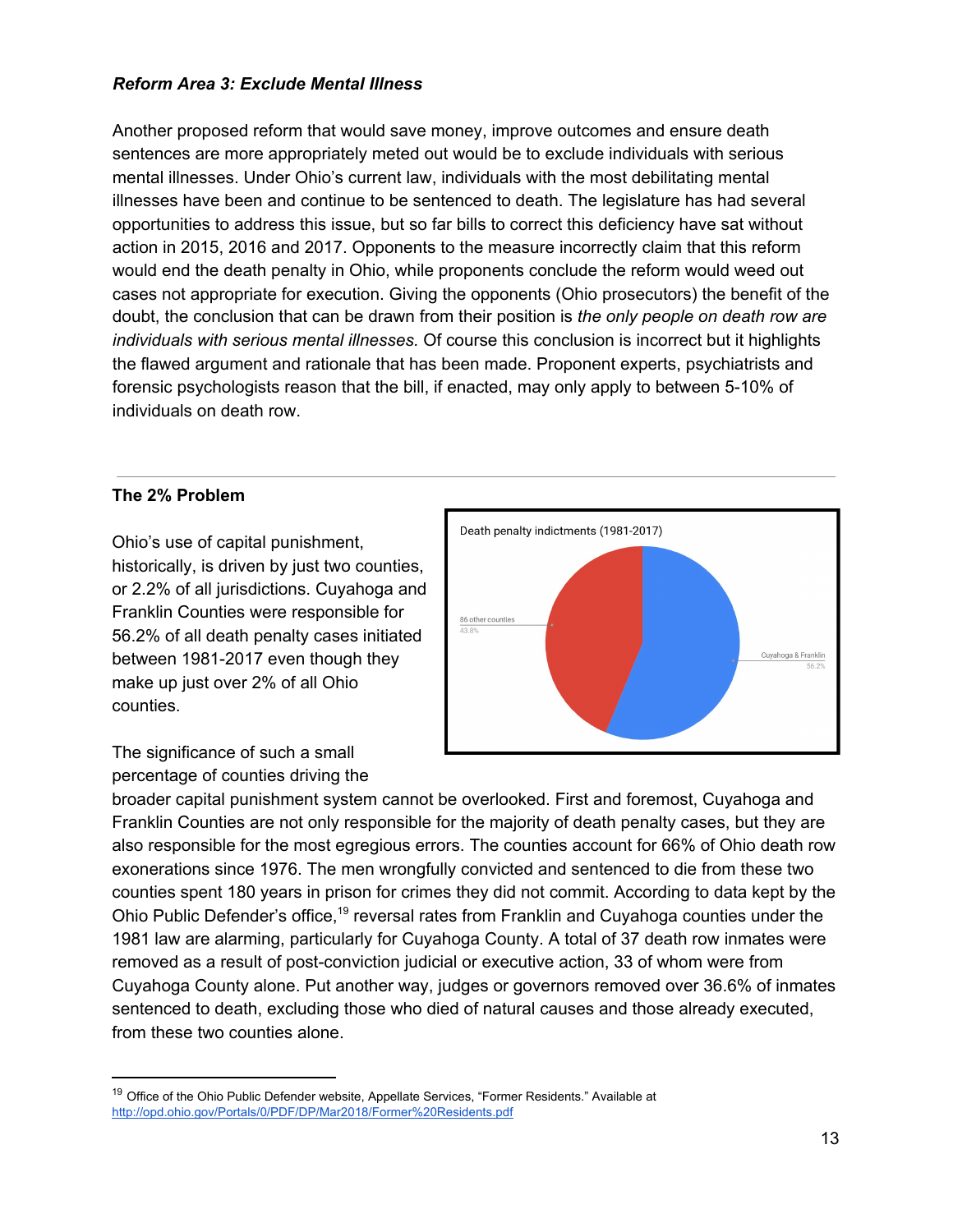### *Reform Area 3: Exclude Mental Illness*

Another proposed reform that would save money, improve outcomes and ensure death sentences are more appropriately meted out would be to exclude individuals with serious mental illnesses. Under Ohio's current law, individuals with the most debilitating mental illnesses have been and continue to be sentenced to death. The legislature has had several opportunities to address this issue, but so far bills to correct this deficiency have sat without action in 2015, 2016 and 2017. Opponents to the measure incorrectly claim that this reform would end the death penalty in Ohio, while proponents conclude the reform would weed out cases not appropriate for execution. Giving the opponents (Ohio prosecutors) the benefit of the doubt, the conclusion that can be drawn from their position is *the only people on death row are individuals with serious mental illnesses.* Of course this conclusion is incorrect but it highlights the flawed argument and rationale that has been made. Proponent experts, psychiatrists and forensic psychologists reason that the bill, if enacted, may only apply to between 5-10% of individuals on death row.

---

**The 2% Problem**

Ohio's use of capital punishment, historically, is driven by just two counties, or 2.2% of all jurisdictions. Cuyahoga and Franklin Counties were responsible for 56.2% of all death penalty cases initiated between 1981-2017 even though they make up just over 2% of all Ohio counties.

Death penalty indictments (1981-2017)

86 other counties 43.8%

Cuyahoga & Franklin 56.2%

The significance of such a small percentage of counties driving the broader capital punishment system cannot be overlooked. First and foremost, Cuyahoga and Franklin Counties are not only responsible for the majority of death penalty cases, but they are also responsible for the most egregious errors. The counties account for 66% of Ohio death row exonerations since 1976. The men wrongfully convicted and sentenced to die from these two counties spent 180 years in prison for crimes they did not commit. According to data kept by the Ohio Public Defender's office,[19] reversal rates from Franklin and Cuyahoga counties under the 1981 law are alarming, particularly for Cuyahoga County. A total of 37 death row inmates were removed as a result of post-conviction judicial or executive action, 33 of whom were from Cuyahoga County alone. Put another way, judges or governors removed over 36.6% of inmates sentenced to death, excluding those who died of natural causes and those already executed, from these two counties alone.

---

[19] Office of the Ohio Public Defender website, Appellate Services, "Former Residents." Available at http://opd.ohio.gov/Portals/0/PDF/DP/Mar2018/Former%20Residents.pdf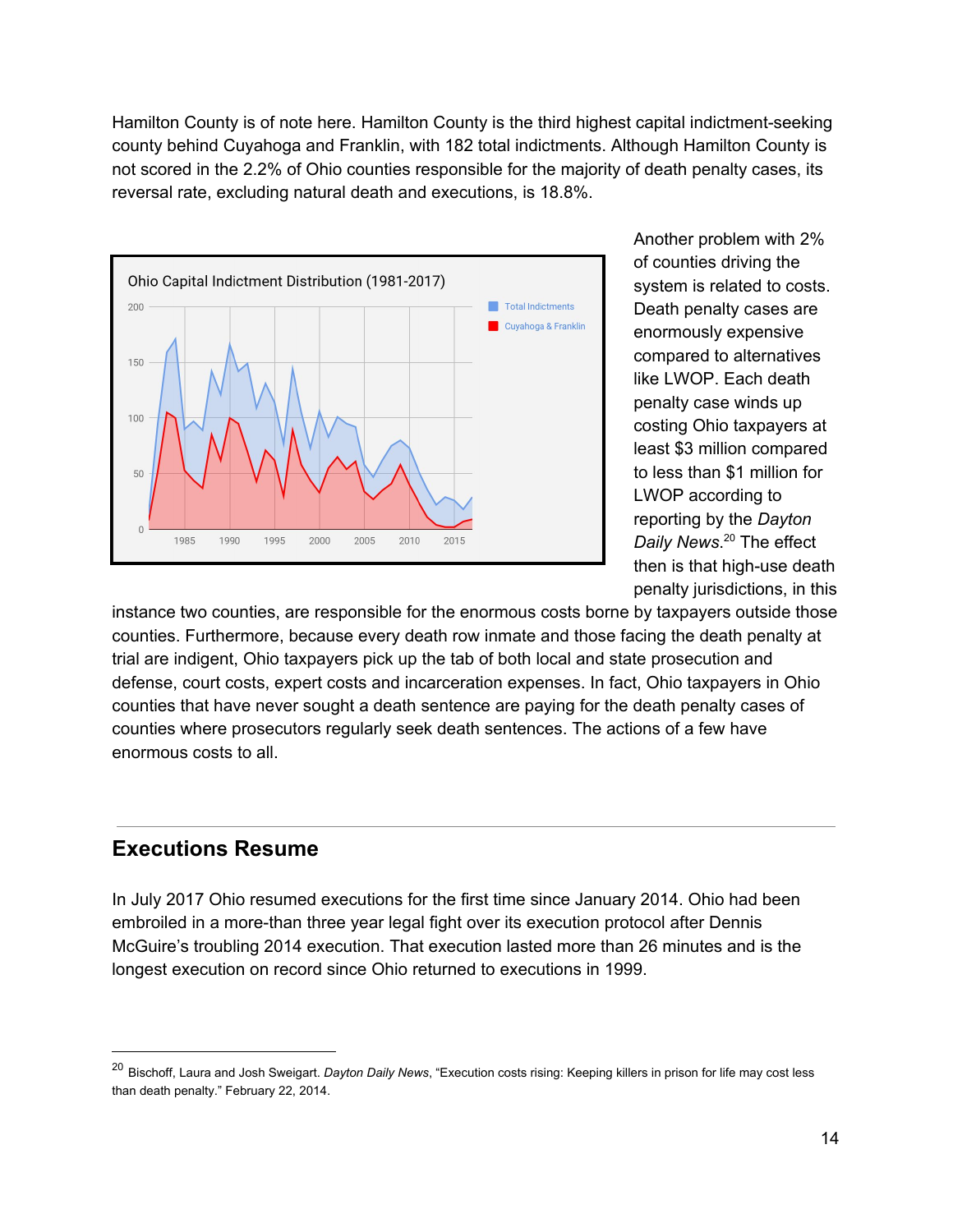Hamilton County is of note here. Hamilton County is the third highest capital indictment-seeking county behind Cuyahoga and Franklin, with 182 total indictments. Although Hamilton County is not scored in the 2.2% of Ohio counties responsible for the majority of death penalty cases, its reversal rate, excluding natural death and executions, is 18.8%.

Another problem with 2% of counties driving the system is related to costs. Death penalty cases are enormously expensive compared to alternatives like LWOP. Each death penalty case winds up costing Ohio taxpayers at least $3 million compared to less than $1 million for LWOP according to reporting by the *Dayton Daily News*.[20] The effect then is that high-use death penalty jurisdictions, in this instance two counties, are responsible for the enormous costs borne by taxpayers outside those counties. Furthermore, because every death row inmate and those facing the death penalty at trial are indigent, Ohio taxpayers pick up the tab of both local and state prosecution and defense, court costs, expert costs and incarceration expenses. In fact, Ohio taxpayers in Ohio counties that have never sought a death sentence are paying for the death penalty cases of counties where prosecutors regularly seek death sentences. The actions of a few have enormous costs to all.

## Executions Resume

In July 2017 Ohio resumed executions for the first time since January 2014. Ohio had been embroiled in a more-than three year legal fight over its execution protocol after Dennis McGuire's troubling 2014 execution. That execution lasted more than 26 minutes and is the longest execution on record since Ohio returned to executions in 1999.

---

[20] Bischoff, Laura and Josh Sweigart. *Dayton Daily News*, "Execution costs rising: Keeping killers in prison for life may cost less than death penalty." February 22, 2014.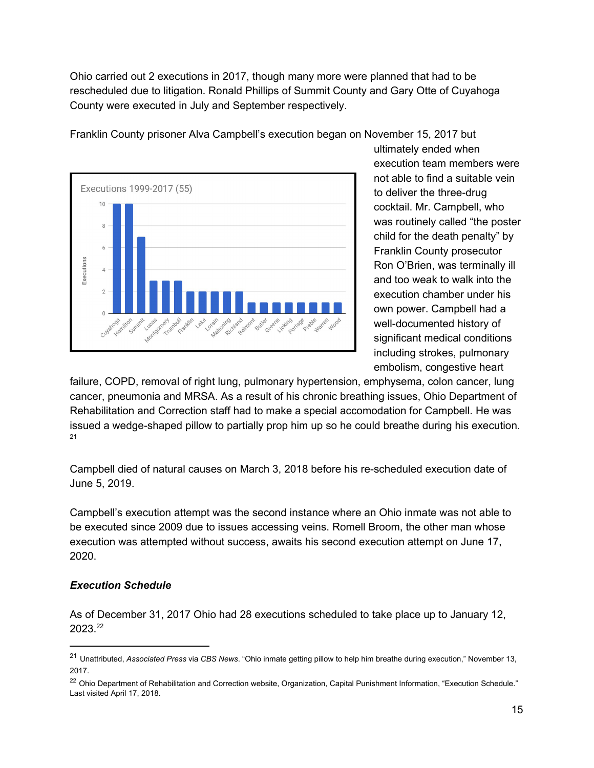Ohio carried out 2 executions in 2017, though many more were planned that had to be rescheduled due to litigation. Ronald Phillips of Summit County and Gary Otte of Cuyahoga County were executed in July and September respectively.

Franklin County prisoner Alva Campbell's execution began on November 15, 2017 but ultimately ended when execution team members were not able to find a suitable vein to deliver the three-drug cocktail. Mr. Campbell, who was routinely called "the poster child for the death penalty" by Franklin County prosecutor Ron O'Brien, was terminally ill and too weak to walk into the execution chamber under his own power. Campbell had a well-documented history of significant medical conditions including strokes, pulmonary embolism, congestive heart failure, COPD, removal of right lung, pulmonary hypertension, emphysema, colon cancer, lung cancer, pneumonia and MRSA. As a result of his chronic breathing issues, Ohio Department of Rehabilitation and Correction staff had to make a special accomodation for Campbell. He was issued a wedge-shaped pillow to partially prop him up so he could breathe during his execution.[21]

Executions 1999-2017 (55)

| County | Executions |
|---|---|
| Cuyahoga | 10 |
| Hamilton | 10 |
| Summit | 7 |
| Lucas | 3 |
| Montgomery | 3 |
| Trumbull | 3 |
| Franklin | 2 |
| Lake | 2 |
| Lorain | 2 |
| Mahoning | 2 |
| Richland | 2 |
| Belmont | 1 |
| Butler | 1 |
| Greene | 1 |
| Licking | 1 |
| Portage | 1 |
| Preble | 1 |
| Warren | 1 |
| Wood | 1 |

Campbell died of natural causes on March 3, 2018 before his re-scheduled execution date of June 5, 2019.

Campbell's execution attempt was the second instance where an Ohio inmate was not able to be executed since 2009 due to issues accessing veins. Romell Broom, the other man whose execution was attempted without success, awaits his second execution attempt on June 17, 2020.

***Execution Schedule***

As of December 31, 2017 Ohio had 28 executions scheduled to take place up to January 12, 2023.[22]

---

[21] Unattributed, *Associated Press* via *CBS News*. "Ohio inmate getting pillow to help him breathe during execution," November 13, 2017.

[22] Ohio Department of Rehabilitation and Correction website, Organization, Capital Punishment Information, "Execution Schedule." Last visited April 17, 2018.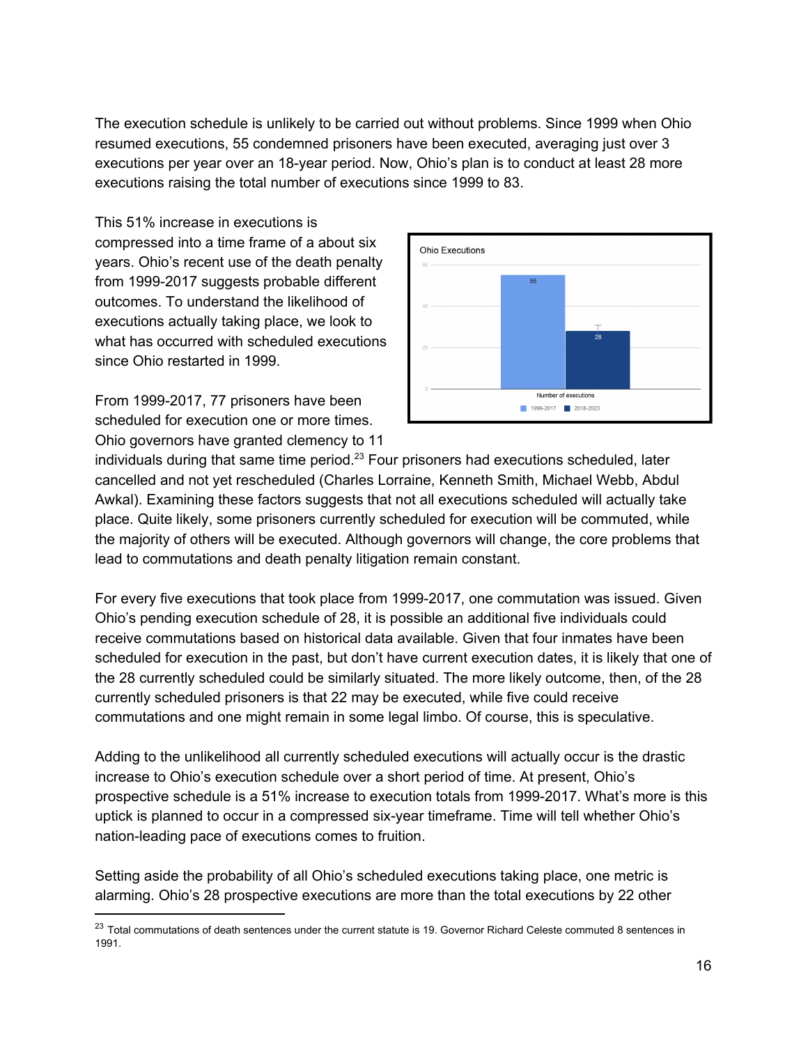The execution schedule is unlikely to be carried out without problems. Since 1999 when Ohio resumed executions, 55 condemned prisoners have been executed, averaging just over 3 executions per year over an 18-year period. Now, Ohio's plan is to conduct at least 28 more executions raising the total number of executions since 1999 to 83.

This 51% increase in executions is compressed into a time frame of a about six years. Ohio's recent use of the death penalty from 1999-2017 suggests probable different outcomes. To understand the likelihood of executions actually taking place, we look to what has occurred with scheduled executions since Ohio restarted in 1999.

From 1999-2017, 77 prisoners have been scheduled for execution one or more times. Ohio governors have granted clemency to 11 individuals during that same time period.[23] Four prisoners had executions scheduled, later cancelled and not yet rescheduled (Charles Lorraine, Kenneth Smith, Michael Webb, Abdul Awkal). Examining these factors suggests that not all executions scheduled will actually take place. Quite likely, some prisoners currently scheduled for execution will be commuted, while the majority of others will be executed. Although governors will change, the core problems that lead to commutations and death penalty litigation remain constant.

For every five executions that took place from 1999-2017, one commutation was issued. Given Ohio's pending execution schedule of 28, it is possible an additional five individuals could receive commutations based on historical data available. Given that four inmates have been scheduled for execution in the past, but don't have current execution dates, it is likely that one of the 28 currently scheduled could be similarly situated. The more likely outcome, then, of the 28 currently scheduled prisoners is that 22 may be executed, while five could receive commutations and one might remain in some legal limbo. Of course, this is speculative.

Adding to the unlikelihood all currently scheduled executions will actually occur is the drastic increase to Ohio's execution schedule over a short period of time. At present, Ohio's prospective schedule is a 51% increase to execution totals from 1999-2017. What's more is this uptick is planned to occur in a compressed six-year timeframe. Time will tell whether Ohio's nation-leading pace of executions comes to fruition.

Setting aside the probability of all Ohio's scheduled executions taking place, one metric is alarming. Ohio's 28 prospective executions are more than the total executions by 22 other

---

[23] Total commutations of death sentences under the current statute is 19. Governor Richard Celeste commuted 8 sentences in 1991.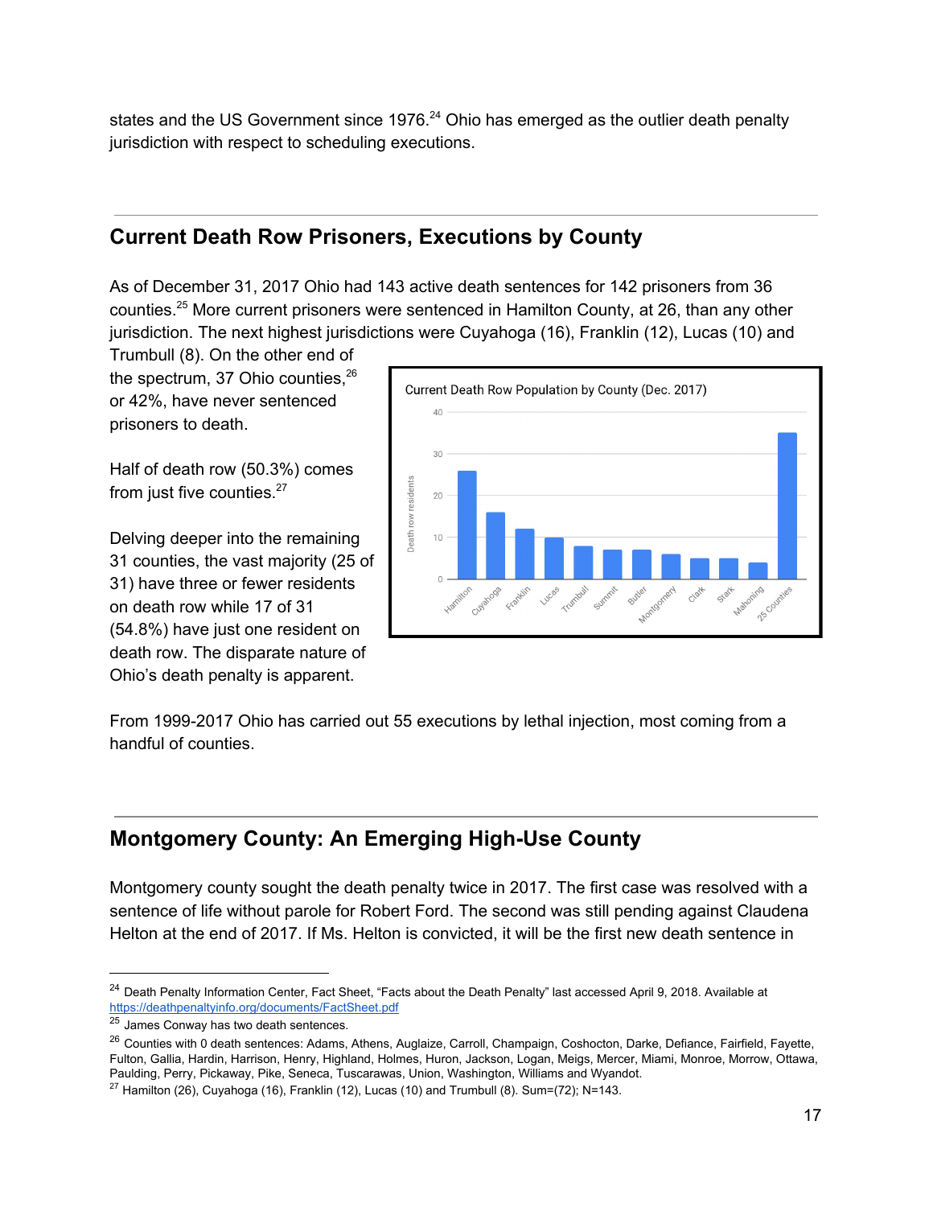states and the US Government since 1976.[24] Ohio has emerged as the outlier death penalty jurisdiction with respect to scheduling executions.

## Current Death Row Prisoners, Executions by County

As of December 31, 2017 Ohio had 143 active death sentences for 142 prisoners from 36 counties.[25] More current prisoners were sentenced in Hamilton County, at 26, than any other jurisdiction. The next highest jurisdictions were Cuyahoga (16), Franklin (12), Lucas (10) and Trumbull (8). On the other end of the spectrum, 37 Ohio counties,[26] or 42%, have never sentenced prisoners to death.

Half of death row (50.3%) comes from just five counties.[27]

Delving deeper into the remaining 31 counties, the vast majority (25 of 31) have three or fewer residents on death row while 17 of 31 (54.8%) have just one resident on death row. The disparate nature of Ohio's death penalty is apparent.

Current Death Row Population by County (Dec. 2017)

From 1999-2017 Ohio has carried out 55 executions by lethal injection, most coming from a handful of counties.

## Montgomery County: An Emerging High-Use County

Montgomery county sought the death penalty twice in 2017. The first case was resolved with a sentence of life without parole for Robert Ford. The second was still pending against Claudena Helton at the end of 2017. If Ms. Helton is convicted, it will be the first new death sentence in

---

[24] Death Penalty Information Center, Fact Sheet, "Facts about the Death Penalty" last accessed April 9, 2018. Available at https://deathpenaltyinfo.org/documents/FactSheet.pdf

[25] James Conway has two death sentences.

[26] Counties with 0 death sentences: Adams, Athens, Auglaize, Carroll, Champaign, Coshocton, Darke, Defiance, Fairfield, Fayette, Fulton, Gallia, Hardin, Harrison, Henry, Highland, Holmes, Huron, Jackson, Logan, Meigs, Mercer, Miami, Monroe, Morrow, Ottawa, Paulding, Perry, Pickaway, Pike, Seneca, Tuscarawas, Union, Washington, Williams and Wyandot.

[27] Hamilton (26), Cuyahoga (16), Franklin (12), Lucas (10) and Trumbull (8). Sum=(72); N=143.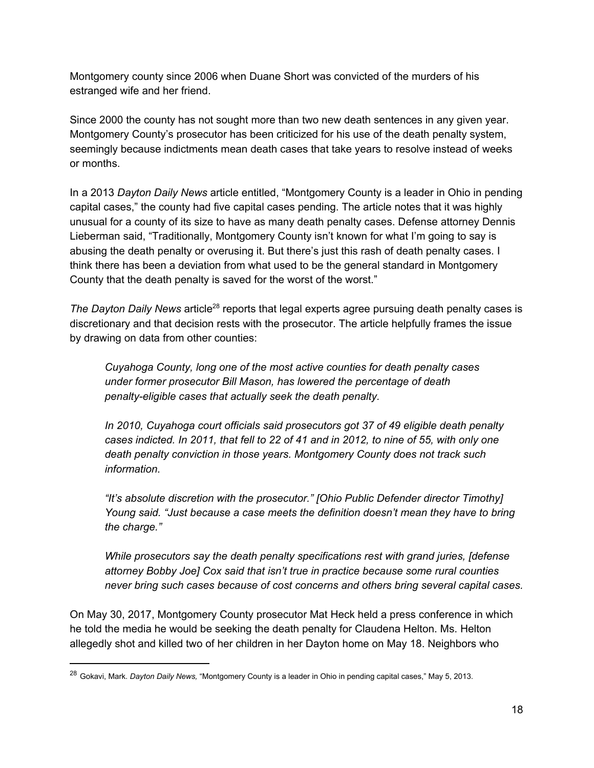Montgomery county since 2006 when Duane Short was convicted of the murders of his estranged wife and her friend.

Since 2000 the county has not sought more than two new death sentences in any given year. Montgomery County's prosecutor has been criticized for his use of the death penalty system, seemingly because indictments mean death cases that take years to resolve instead of weeks or months.

In a 2013 *Dayton Daily News* article entitled, "Montgomery County is a leader in Ohio in pending capital cases," the county had five capital cases pending. The article notes that it was highly unusual for a county of its size to have as many death penalty cases. Defense attorney Dennis Lieberman said, "Traditionally, Montgomery County isn't known for what I'm going to say is abusing the death penalty or overusing it. But there's just this rash of death penalty cases. I think there has been a deviation from what used to be the general standard in Montgomery County that the death penalty is saved for the worst of the worst."

*The Dayton Daily News* article[28] reports that legal experts agree pursuing death penalty cases is discretionary and that decision rests with the prosecutor. The article helpfully frames the issue by drawing on data from other counties:

> *Cuyahoga County, long one of the most active counties for death penalty cases under former prosecutor Bill Mason, has lowered the percentage of death penalty-eligible cases that actually seek the death penalty.*
>
> *In 2010, Cuyahoga court officials said prosecutors got 37 of 49 eligible death penalty cases indicted. In 2011, that fell to 22 of 41 and in 2012, to nine of 55, with only one death penalty conviction in those years. Montgomery County does not track such information.*
>
> *"It's absolute discretion with the prosecutor." [Ohio Public Defender director Timothy] Young said. "Just because a case meets the definition doesn't mean they have to bring the charge."*
>
> *While prosecutors say the death penalty specifications rest with grand juries, [defense attorney Bobby Joe] Cox said that isn't true in practice because some rural counties never bring such cases because of cost concerns and others bring several capital cases.*

On May 30, 2017, Montgomery County prosecutor Mat Heck held a press conference in which he told the media he would be seeking the death penalty for Claudena Helton. Ms. Helton allegedly shot and killed two of her children in her Dayton home on May 18. Neighbors who

---

[28] Gokavi, Mark. *Dayton Daily News,* "Montgomery County is a leader in Ohio in pending capital cases," May 5, 2013.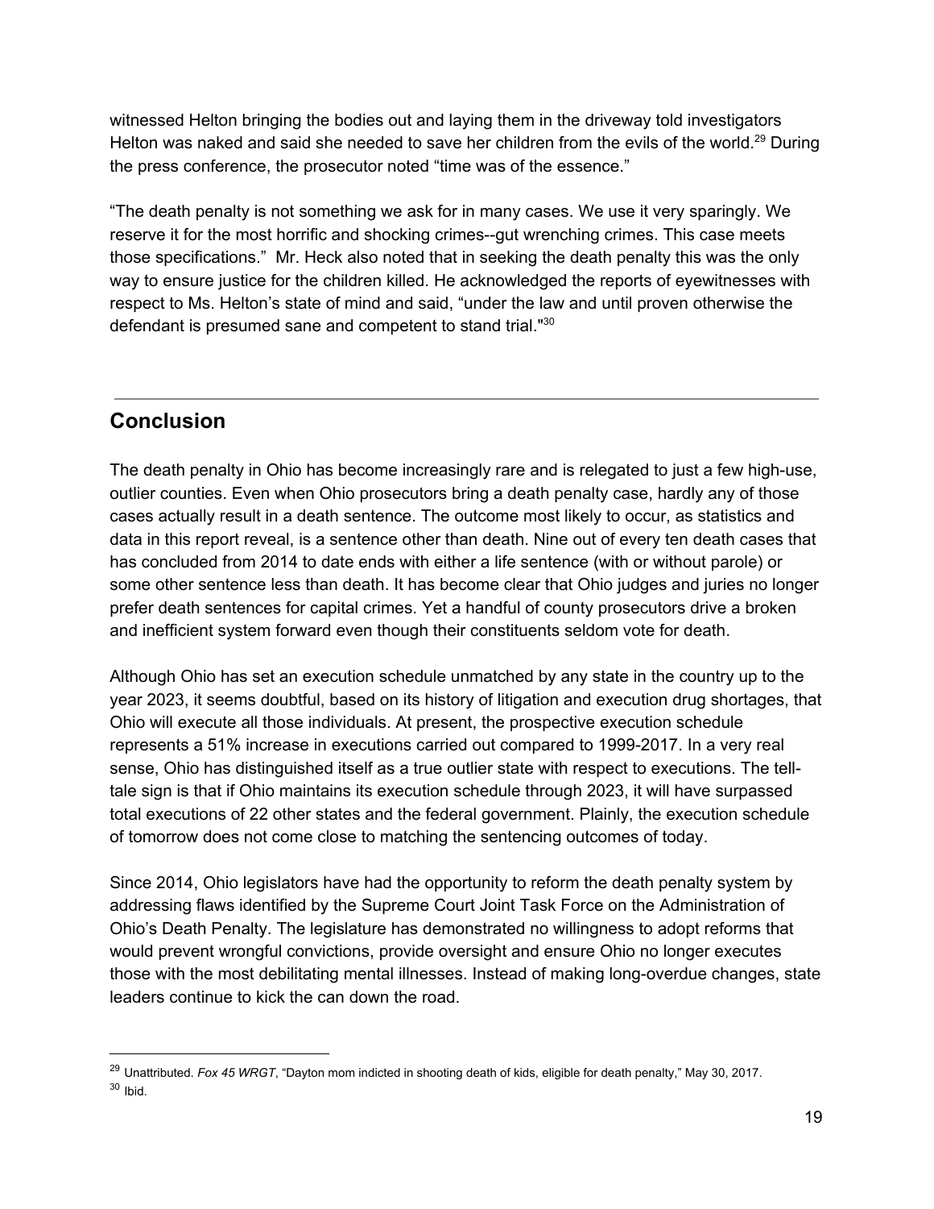witnessed Helton bringing the bodies out and laying them in the driveway told investigators Helton was naked and said she needed to save her children from the evils of the world.[29] During the press conference, the prosecutor noted "time was of the essence."

"The death penalty is not something we ask for in many cases. We use it very sparingly. We reserve it for the most horrific and shocking crimes--gut wrenching crimes. This case meets those specifications." Mr. Heck also noted that in seeking the death penalty this was the only way to ensure justice for the children killed. He acknowledged the reports of eyewitnesses with respect to Ms. Helton's state of mind and said, "under the law and until proven otherwise the defendant is presumed sane and competent to stand trial."[30]

---

## Conclusion

The death penalty in Ohio has become increasingly rare and is relegated to just a few high-use, outlier counties. Even when Ohio prosecutors bring a death penalty case, hardly any of those cases actually result in a death sentence. The outcome most likely to occur, as statistics and data in this report reveal, is a sentence other than death. Nine out of every ten death cases that has concluded from 2014 to date ends with either a life sentence (with or without parole) or some other sentence less than death. It has become clear that Ohio judges and juries no longer prefer death sentences for capital crimes. Yet a handful of county prosecutors drive a broken and inefficient system forward even though their constituents seldom vote for death.

Although Ohio has set an execution schedule unmatched by any state in the country up to the year 2023, it seems doubtful, based on its history of litigation and execution drug shortages, that Ohio will execute all those individuals. At present, the prospective execution schedule represents a 51% increase in executions carried out compared to 1999-2017. In a very real sense, Ohio has distinguished itself as a true outlier state with respect to executions. The tell-tale sign is that if Ohio maintains its execution schedule through 2023, it will have surpassed total executions of 22 other states and the federal government. Plainly, the execution schedule of tomorrow does not come close to matching the sentencing outcomes of today.

Since 2014, Ohio legislators have had the opportunity to reform the death penalty system by addressing flaws identified by the Supreme Court Joint Task Force on the Administration of Ohio's Death Penalty. The legislature has demonstrated no willingness to adopt reforms that would prevent wrongful convictions, provide oversight and ensure Ohio no longer executes those with the most debilitating mental illnesses. Instead of making long-overdue changes, state leaders continue to kick the can down the road.

---

[29] Unattributed. *Fox 45 WRGT*, "Dayton mom indicted in shooting death of kids, eligible for death penalty," May 30, 2017.

[30] Ibid.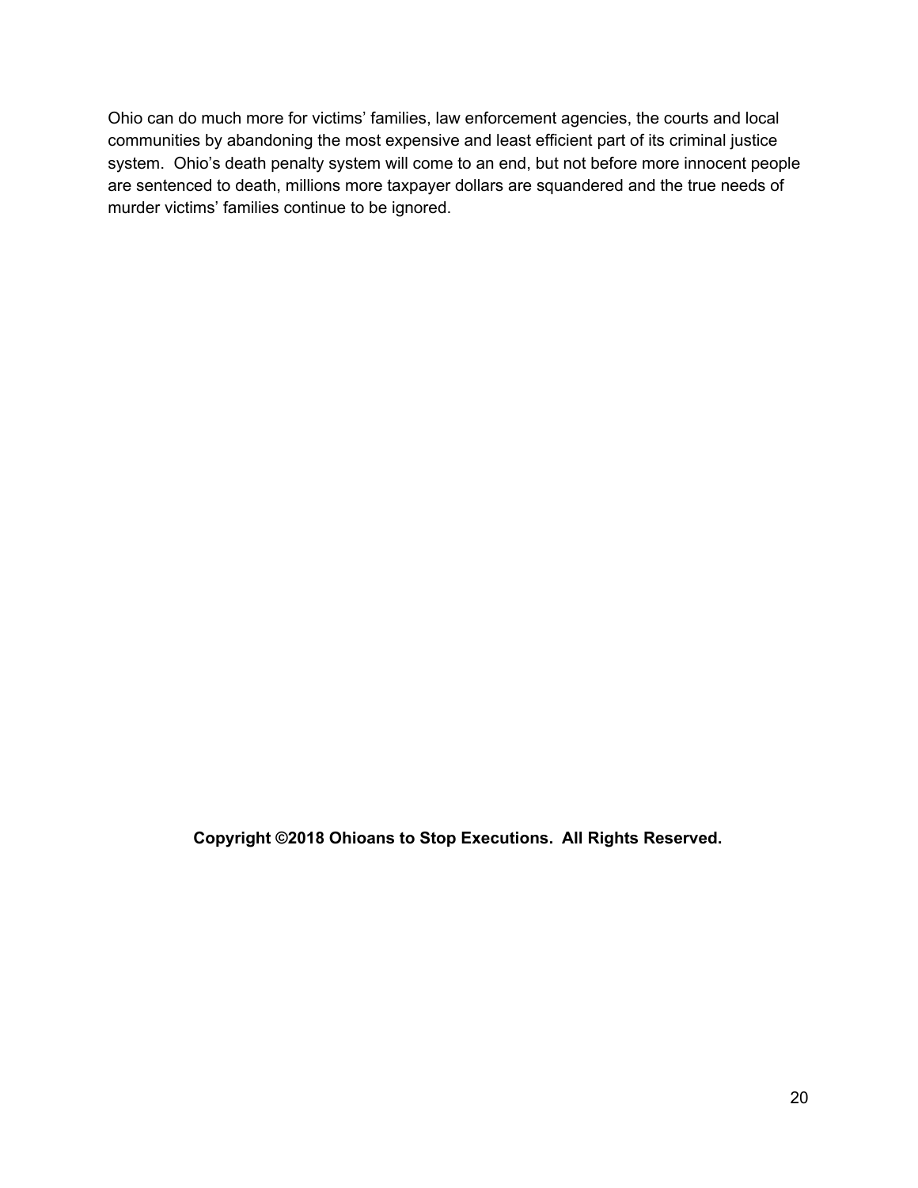Ohio can do much more for victims' families, law enforcement agencies, the courts and local communities by abandoning the most expensive and least efficient part of its criminal justice system. Ohio's death penalty system will come to an end, but not before more innocent people are sentenced to death, millions more taxpayer dollars are squandered and the true needs of murder victims' families continue to be ignored.

**Copyright ©2018 Ohioans to Stop Executions. All Rights Reserved.**